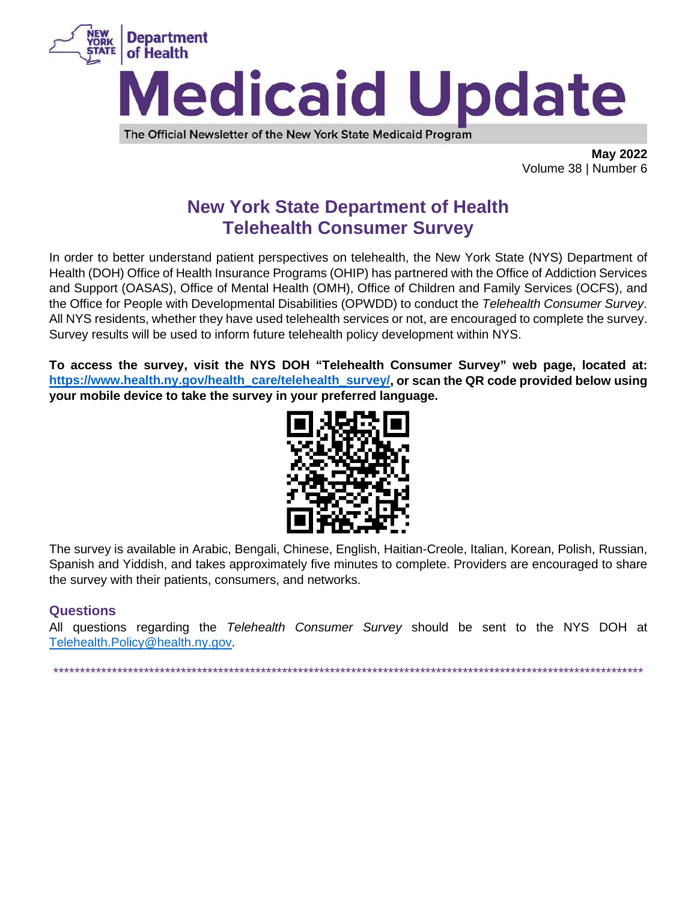# Medicaid Update

The Official Newsletter of the New York State Medicaid Program

**May 2022**
Volume 38 | Number 6

## New York State Department of Health Telehealth Consumer Survey

In order to better understand patient perspectives on telehealth, the New York State (NYS) Department of Health (DOH) Office of Health Insurance Programs (OHIP) has partnered with the Office of Addiction Services and Support (OASAS), Office of Mental Health (OMH), Office of Children and Family Services (OCFS), and the Office for People with Developmental Disabilities (OPWDD) to conduct the *Telehealth Consumer Survey*. All NYS residents, whether they have used telehealth services or not, are encouraged to complete the survey. Survey results will be used to inform future telehealth policy development within NYS.

**To access the survey, visit the NYS DOH "Telehealth Consumer Survey" web page, located at: https://www.health.ny.gov/health_care/telehealth_survey/, or scan the QR code provided below using your mobile device to take the survey in your preferred language.**

The survey is available in Arabic, Bengali, Chinese, English, Haitian-Creole, Italian, Korean, Polish, Russian, Spanish and Yiddish, and takes approximately five minutes to complete. Providers are encouraged to share the survey with their patients, consumers, and networks.

### Questions

All questions regarding the *Telehealth Consumer Survey* should be sent to the NYS DOH at Telehealth.Policy@health.ny.gov.

---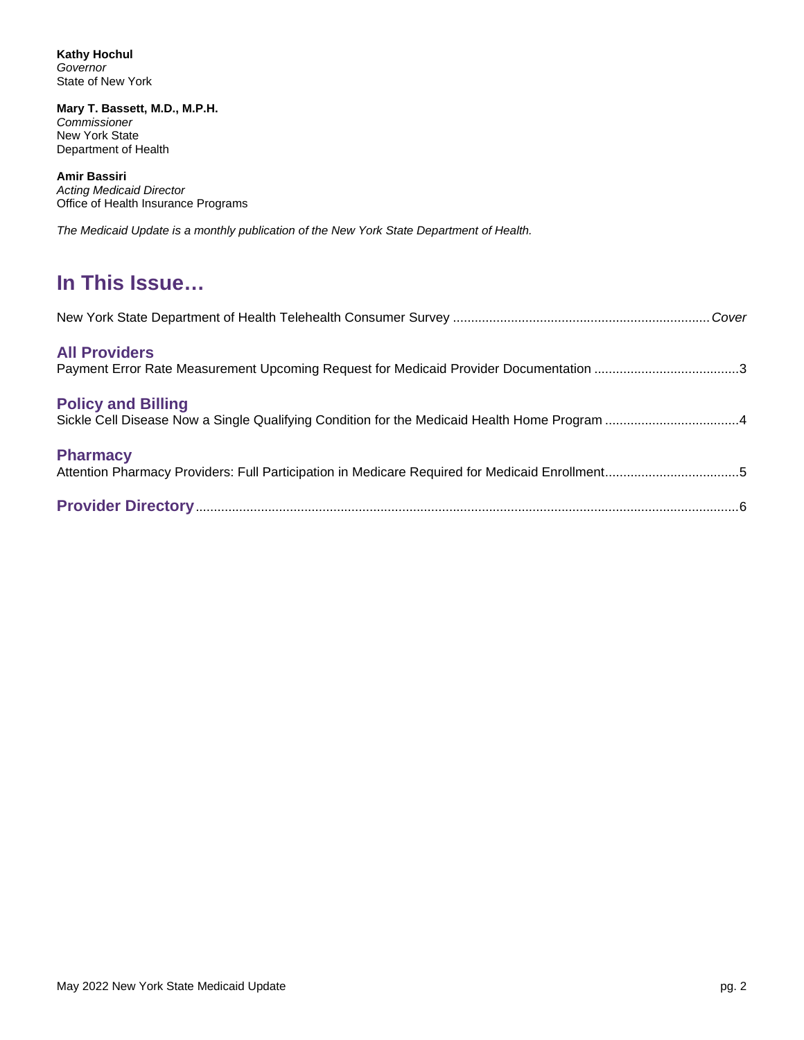**Kathy Hochul**
*Governor*
State of New York

**Mary T. Bassett, M.D., M.P.H.**
*Commissioner*
New York State
Department of Health

**Amir Bassiri**
*Acting Medicaid Director*
Office of Health Insurance Programs

*The Medicaid Update is a monthly publication of the New York State Department of Health.*

# In This Issue…

New York State Department of Health Telehealth Consumer Survey ...................................................................... *Cover*

## All Providers

Payment Error Rate Measurement Upcoming Request for Medicaid Provider Documentation ........................................3

## Policy and Billing

Sickle Cell Disease Now a Single Qualifying Condition for the Medicaid Health Home Program .....................................4

## Pharmacy

Attention Pharmacy Providers: Full Participation in Medicare Required for Medicaid Enrollment.....................................5

## Provider Directory ....................................................................................................................................................6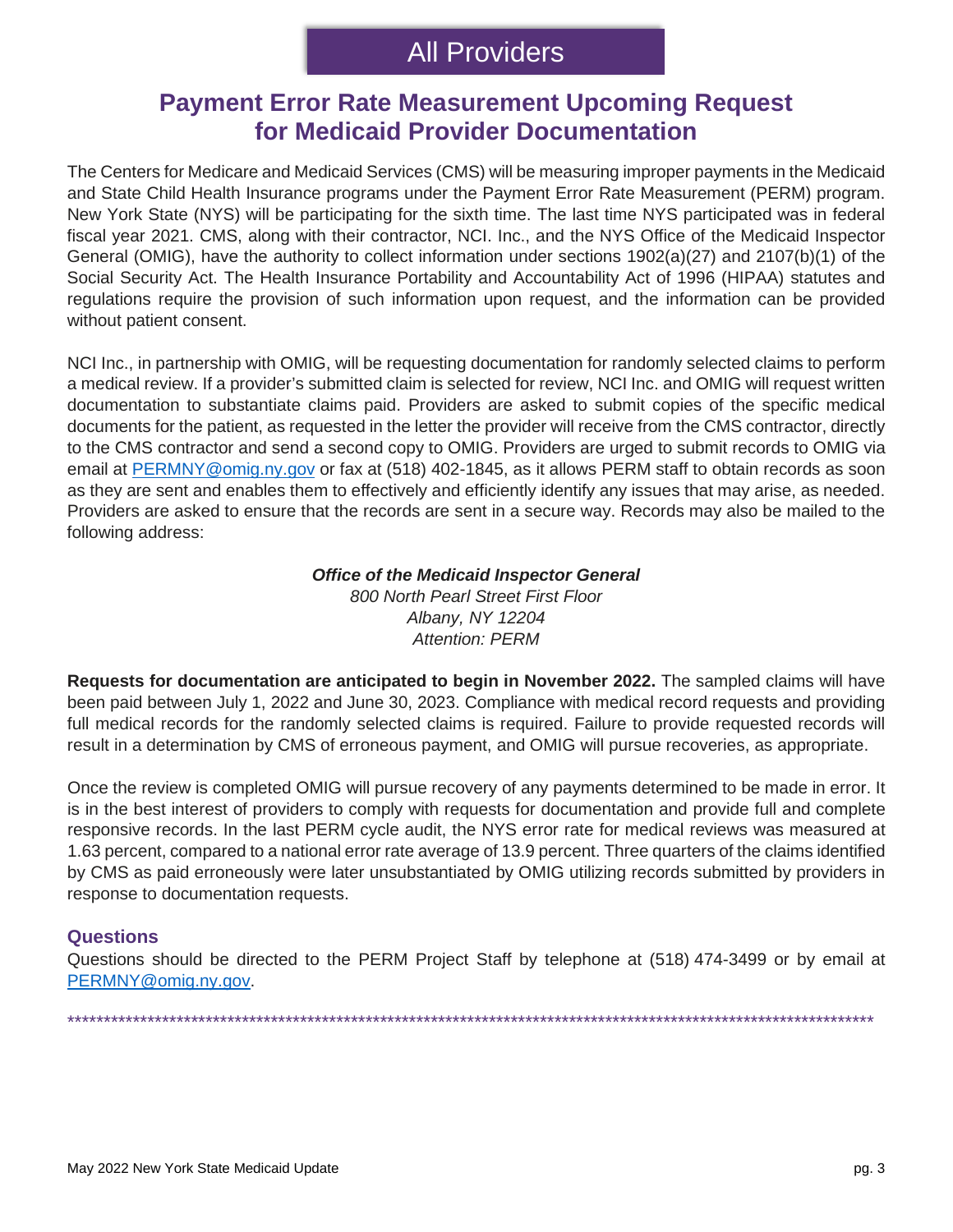# All Providers

## Payment Error Rate Measurement Upcoming Request for Medicaid Provider Documentation

The Centers for Medicare and Medicaid Services (CMS) will be measuring improper payments in the Medicaid and State Child Health Insurance programs under the Payment Error Rate Measurement (PERM) program. New York State (NYS) will be participating for the sixth time. The last time NYS participated was in federal fiscal year 2021. CMS, along with their contractor, NCI. Inc., and the NYS Office of the Medicaid Inspector General (OMIG), have the authority to collect information under sections 1902(a)(27) and 2107(b)(1) of the Social Security Act. The Health Insurance Portability and Accountability Act of 1996 (HIPAA) statutes and regulations require the provision of such information upon request, and the information can be provided without patient consent.

NCI Inc., in partnership with OMIG, will be requesting documentation for randomly selected claims to perform a medical review. If a provider's submitted claim is selected for review, NCI Inc. and OMIG will request written documentation to substantiate claims paid. Providers are asked to submit copies of the specific medical documents for the patient, as requested in the letter the provider will receive from the CMS contractor, directly to the CMS contractor and send a second copy to OMIG. Providers are urged to submit records to OMIG via email at [PERMNY@omig.ny.gov](mailto:PERMNY@omig.ny.gov) or fax at (518) 402-1845, as it allows PERM staff to obtain records as soon as they are sent and enables them to effectively and efficiently identify any issues that may arise, as needed. Providers are asked to ensure that the records are sent in a secure way. Records may also be mailed to the following address:

***Office of the Medicaid Inspector General***
*800 North Pearl Street First Floor*
*Albany, NY 12204*
*Attention: PERM*

**Requests for documentation are anticipated to begin in November 2022.** The sampled claims will have been paid between July 1, 2022 and June 30, 2023. Compliance with medical record requests and providing full medical records for the randomly selected claims is required. Failure to provide requested records will result in a determination by CMS of erroneous payment, and OMIG will pursue recoveries, as appropriate.

Once the review is completed OMIG will pursue recovery of any payments determined to be made in error. It is in the best interest of providers to comply with requests for documentation and provide full and complete responsive records. In the last PERM cycle audit, the NYS error rate for medical reviews was measured at 1.63 percent, compared to a national error rate average of 13.9 percent. Three quarters of the claims identified by CMS as paid erroneously were later unsubstantiated by OMIG utilizing records submitted by providers in response to documentation requests.

### Questions

Questions should be directed to the PERM Project Staff by telephone at (518) 474-3499 or by email at [PERMNY@omig.ny.gov](mailto:PERMNY@omig.ny.gov).

*****************************************************************************************************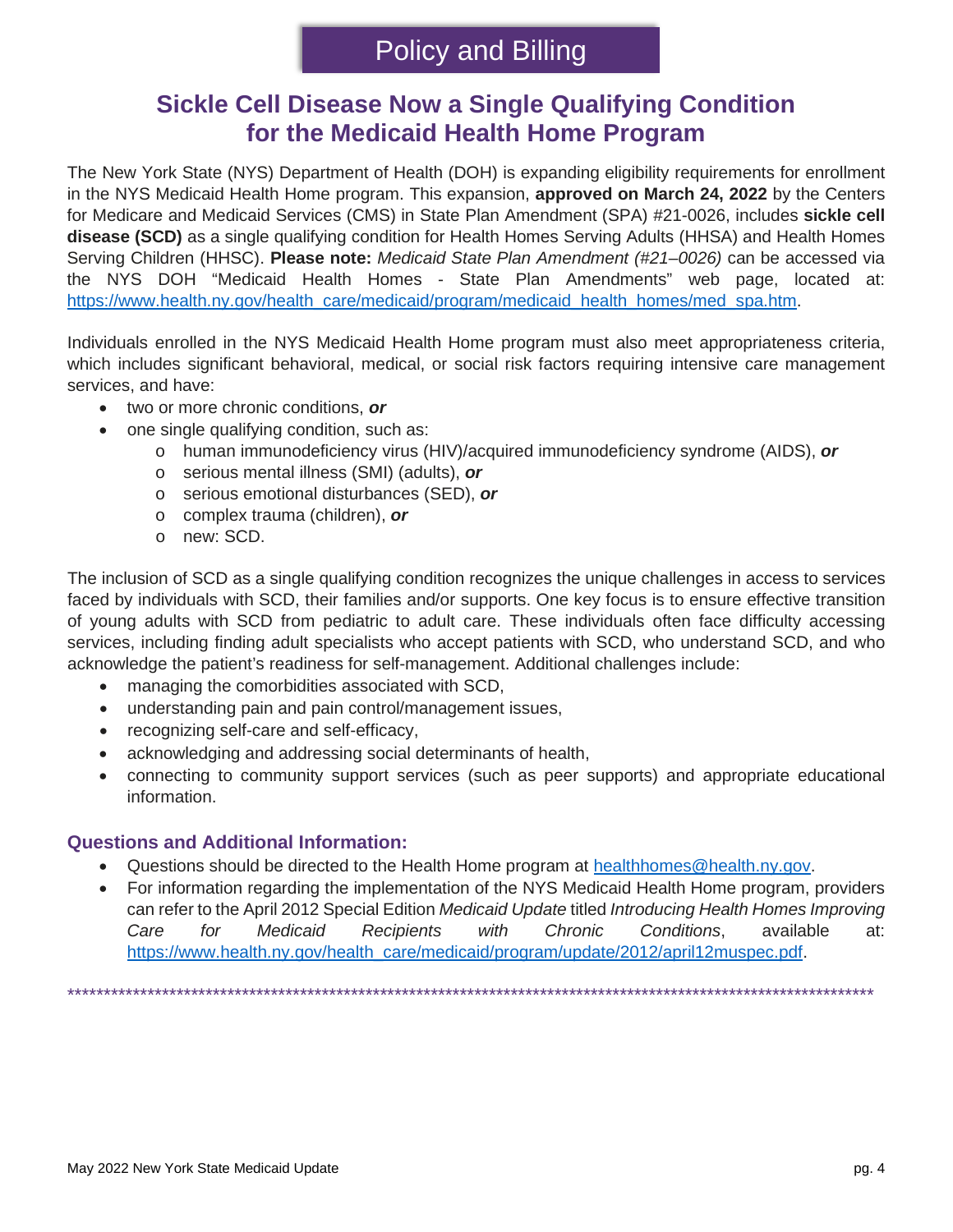# Policy and Billing

## Sickle Cell Disease Now a Single Qualifying Condition for the Medicaid Health Home Program

The New York State (NYS) Department of Health (DOH) is expanding eligibility requirements for enrollment in the NYS Medicaid Health Home program. This expansion, **approved on March 24, 2022** by the Centers for Medicare and Medicaid Services (CMS) in State Plan Amendment (SPA) #21-0026, includes **sickle cell disease (SCD)** as a single qualifying condition for Health Homes Serving Adults (HHSA) and Health Homes Serving Children (HHSC). **Please note:** *Medicaid State Plan Amendment (#21–0026)* can be accessed via the NYS DOH "Medicaid Health Homes - State Plan Amendments" web page, located at: [https://www.health.ny.gov/health_care/medicaid/program/medicaid_health_homes/med_spa.htm](https://www.health.ny.gov/health_care/medicaid/program/medicaid_health_homes/med_spa.htm).

Individuals enrolled in the NYS Medicaid Health Home program must also meet appropriateness criteria, which includes significant behavioral, medical, or social risk factors requiring intensive care management services, and have:

- two or more chronic conditions, ***or***
- one single qualifying condition, such as:
  - human immunodeficiency virus (HIV)/acquired immunodeficiency syndrome (AIDS), ***or***
  - serious mental illness (SMI) (adults), ***or***
  - serious emotional disturbances (SED), ***or***
  - complex trauma (children), ***or***
  - new: SCD.

The inclusion of SCD as a single qualifying condition recognizes the unique challenges in access to services faced by individuals with SCD, their families and/or supports. One key focus is to ensure effective transition of young adults with SCD from pediatric to adult care. These individuals often face difficulty accessing services, including finding adult specialists who accept patients with SCD, who understand SCD, and who acknowledge the patient's readiness for self-management. Additional challenges include:

- managing the comorbidities associated with SCD,
- understanding pain and pain control/management issues,
- recognizing self-care and self-efficacy,
- acknowledging and addressing social determinants of health,
- connecting to community support services (such as peer supports) and appropriate educational information.

### Questions and Additional Information:

- Questions should be directed to the Health Home program at [healthhomes@health.ny.gov](mailto:healthhomes@health.ny.gov).
- For information regarding the implementation of the NYS Medicaid Health Home program, providers can refer to the April 2012 Special Edition *Medicaid Update* titled *Introducing Health Homes Improving Care for Medicaid Recipients with Chronic Conditions*, available at: [https://www.health.ny.gov/health_care/medicaid/program/update/2012/april12muspec.pdf](https://www.health.ny.gov/health_care/medicaid/program/update/2012/april12muspec.pdf).

**************************************************************************************************************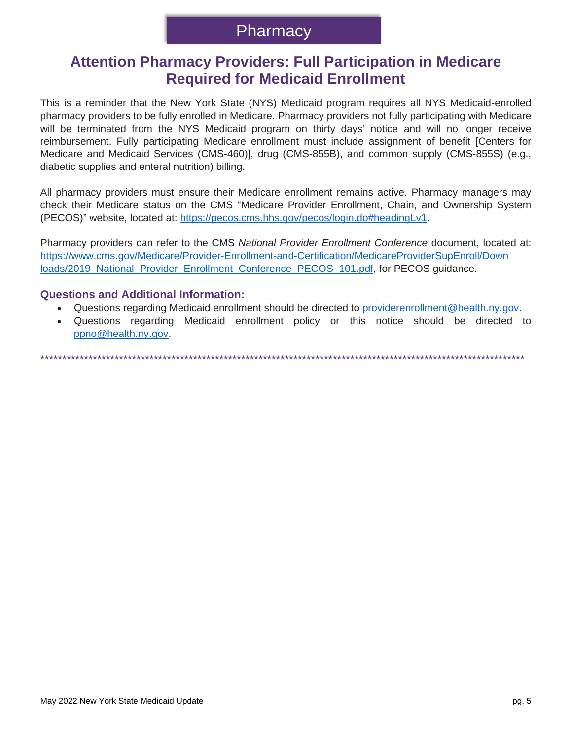# Pharmacy

## Attention Pharmacy Providers: Full Participation in Medicare Required for Medicaid Enrollment

This is a reminder that the New York State (NYS) Medicaid program requires all NYS Medicaid-enrolled pharmacy providers to be fully enrolled in Medicare. Pharmacy providers not fully participating with Medicare will be terminated from the NYS Medicaid program on thirty days' notice and will no longer receive reimbursement. Fully participating Medicare enrollment must include assignment of benefit [Centers for Medicare and Medicaid Services (CMS-460)], drug (CMS-855B), and common supply (CMS-855S) (e.g., diabetic supplies and enteral nutrition) billing.

All pharmacy providers must ensure their Medicare enrollment remains active. Pharmacy managers may check their Medicare status on the CMS "Medicare Provider Enrollment, Chain, and Ownership System (PECOS)" website, located at: [https://pecos.cms.hhs.gov/pecos/login.do#headingLv1](https://pecos.cms.hhs.gov/pecos/login.do#headingLv1).

Pharmacy providers can refer to the CMS *National Provider Enrollment Conference* document, located at: [https://www.cms.gov/Medicare/Provider-Enrollment-and-Certification/MedicareProviderSupEnroll/Downloads/2019_National_Provider_Enrollment_Conference_PECOS_101.pdf](https://www.cms.gov/Medicare/Provider-Enrollment-and-Certification/MedicareProviderSupEnroll/Downloads/2019_National_Provider_Enrollment_Conference_PECOS_101.pdf), for PECOS guidance.

### Questions and Additional Information:

- Questions regarding Medicaid enrollment should be directed to [providerenrollment@health.ny.gov](mailto:providerenrollment@health.ny.gov).
- Questions regarding Medicaid enrollment policy or this notice should be directed to [ppno@health.ny.gov](mailto:ppno@health.ny.gov).

****************************************************************************************************************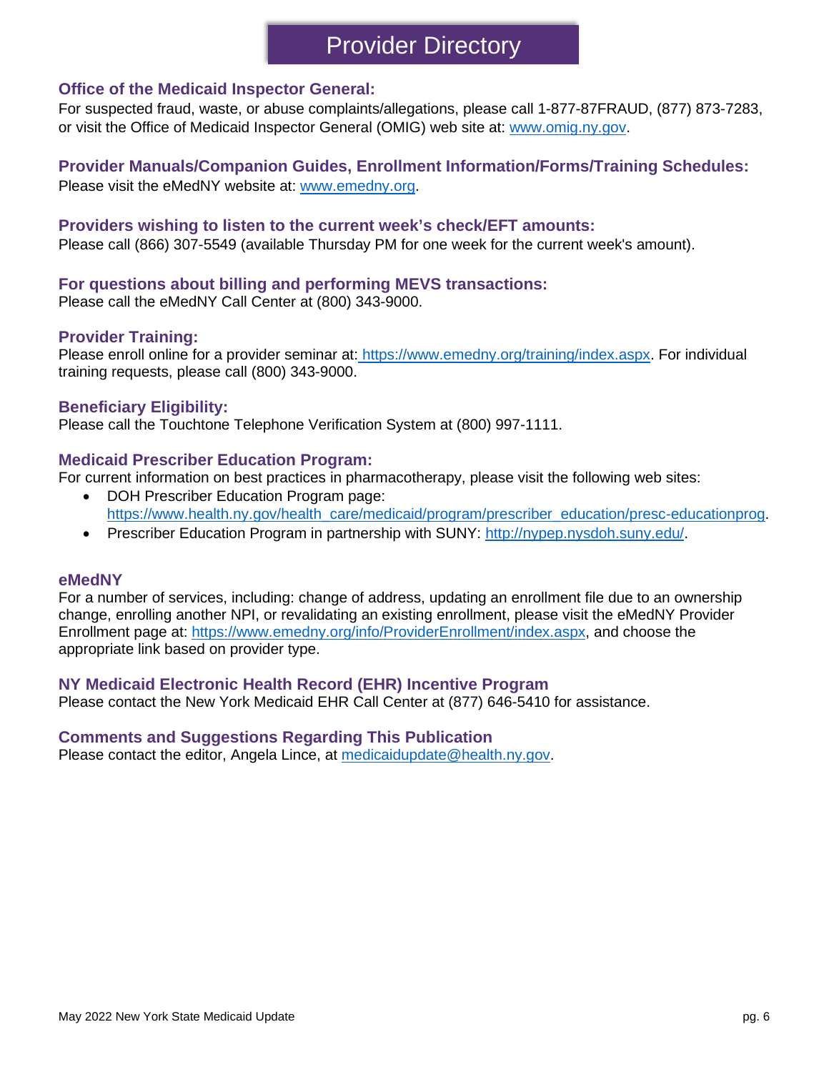# Provider Directory

### Office of the Medicaid Inspector General:

For suspected fraud, waste, or abuse complaints/allegations, please call 1-877-87FRAUD, (877) 873-7283, or visit the Office of Medicaid Inspector General (OMIG) web site at: [www.omig.ny.gov](http://www.omig.ny.gov).

### Provider Manuals/Companion Guides, Enrollment Information/Forms/Training Schedules:

Please visit the eMedNY website at: [www.emedny.org](http://www.emedny.org).

### Providers wishing to listen to the current week's check/EFT amounts:

Please call (866) 307-5549 (available Thursday PM for one week for the current week's amount).

### For questions about billing and performing MEVS transactions:

Please call the eMedNY Call Center at (800) 343-9000.

### Provider Training:

Please enroll online for a provider seminar at: [https://www.emedny.org/training/index.aspx](https://www.emedny.org/training/index.aspx). For individual training requests, please call (800) 343-9000.

### Beneficiary Eligibility:

Please call the Touchtone Telephone Verification System at (800) 997-1111.

### Medicaid Prescriber Education Program:

For current information on best practices in pharmacotherapy, please visit the following web sites:

- DOH Prescriber Education Program page: [https://www.health.ny.gov/health_care/medicaid/program/prescriber_education/presc-educationprog](https://www.health.ny.gov/health_care/medicaid/program/prescriber_education/presc-educationprog).
- Prescriber Education Program in partnership with SUNY: [http://nypep.nysdoh.suny.edu/](http://nypep.nysdoh.suny.edu/).

### eMedNY

For a number of services, including: change of address, updating an enrollment file due to an ownership change, enrolling another NPI, or revalidating an existing enrollment, please visit the eMedNY Provider Enrollment page at: [https://www.emedny.org/info/ProviderEnrollment/index.aspx](https://www.emedny.org/info/ProviderEnrollment/index.aspx), and choose the appropriate link based on provider type.

### NY Medicaid Electronic Health Record (EHR) Incentive Program

Please contact the New York Medicaid EHR Call Center at (877) 646-5410 for assistance.

### Comments and Suggestions Regarding This Publication

Please contact the editor, Angela Lince, at [medicaidupdate@health.ny.gov](mailto:medicaidupdate@health.ny.gov).